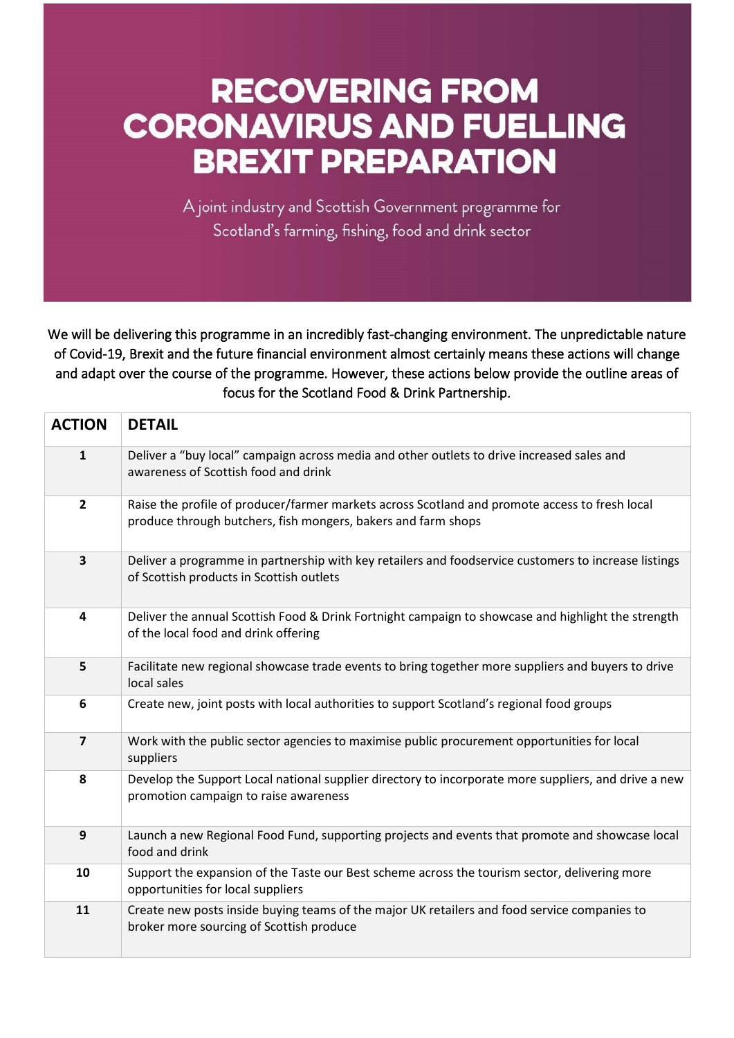# RECOVERING FROM CORONAVIRUS AND FUELLING BREXIT PREPARATION

A joint industry and Scottish Government programme for Scotland's farming, fishing, food and drink sector

We will be delivering this programme in an incredibly fast-changing environment. The unpredictable nature of Covid-19, Brexit and the future financial environment almost certainly means these actions will change and adapt over the course of the programme. However, these actions below provide the outline areas of focus for the Scotland Food & Drink Partnership.

| ACTION | DETAIL |
|---|---|
| **1** | Deliver a "buy local" campaign across media and other outlets to drive increased sales and awareness of Scottish food and drink |
| **2** | Raise the profile of producer/farmer markets across Scotland and promote access to fresh local produce through butchers, fish mongers, bakers and farm shops |
| **3** | Deliver a programme in partnership with key retailers and foodservice customers to increase listings of Scottish products in Scottish outlets |
| **4** | Deliver the annual Scottish Food & Drink Fortnight campaign to showcase and highlight the strength of the local food and drink offering |
| **5** | Facilitate new regional showcase trade events to bring together more suppliers and buyers to drive local sales |
| **6** | Create new, joint posts with local authorities to support Scotland's regional food groups |
| **7** | Work with the public sector agencies to maximise public procurement opportunities for local suppliers |
| **8** | Develop the Support Local national supplier directory to incorporate more suppliers, and drive a new promotion campaign to raise awareness |
| **9** | Launch a new Regional Food Fund, supporting projects and events that promote and showcase local food and drink |
| **10** | Support the expansion of the Taste our Best scheme across the tourism sector, delivering more opportunities for local suppliers |
| **11** | Create new posts inside buying teams of the major UK retailers and food service companies to broker more sourcing of Scottish produce |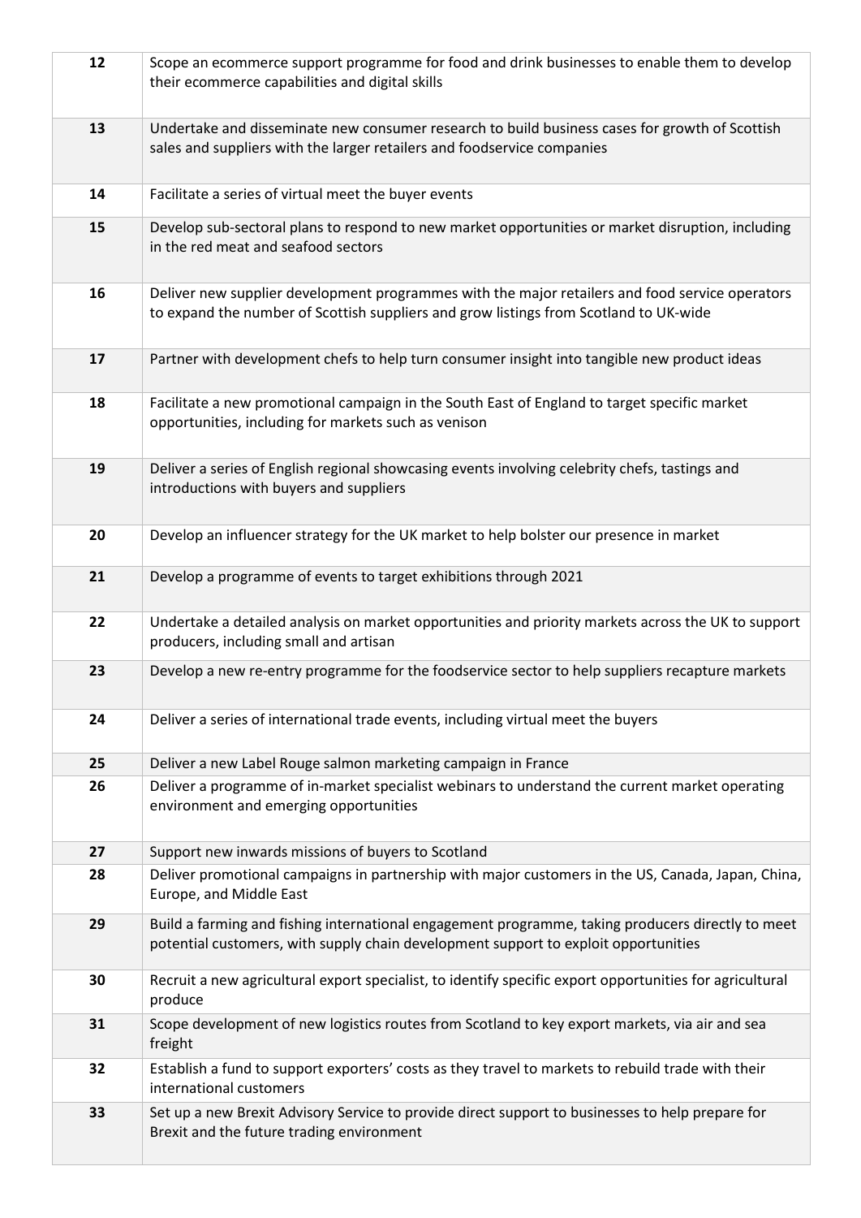| | |
|---|---|
| **12** | Scope an ecommerce support programme for food and drink businesses to enable them to develop their ecommerce capabilities and digital skills |
| **13** | Undertake and disseminate new consumer research to build business cases for growth of Scottish sales and suppliers with the larger retailers and foodservice companies |
| **14** | Facilitate a series of virtual meet the buyer events |
| **15** | Develop sub-sectoral plans to respond to new market opportunities or market disruption, including in the red meat and seafood sectors |
| **16** | Deliver new supplier development programmes with the major retailers and food service operators to expand the number of Scottish suppliers and grow listings from Scotland to UK-wide |
| **17** | Partner with development chefs to help turn consumer insight into tangible new product ideas |
| **18** | Facilitate a new promotional campaign in the South East of England to target specific market opportunities, including for markets such as venison |
| **19** | Deliver a series of English regional showcasing events involving celebrity chefs, tastings and introductions with buyers and suppliers |
| **20** | Develop an influencer strategy for the UK market to help bolster our presence in market |
| **21** | Develop a programme of events to target exhibitions through 2021 |
| **22** | Undertake a detailed analysis on market opportunities and priority markets across the UK to support producers, including small and artisan |
| **23** | Develop a new re-entry programme for the foodservice sector to help suppliers recapture markets |
| **24** | Deliver a series of international trade events, including virtual meet the buyers |
| **25** | Deliver a new Label Rouge salmon marketing campaign in France |
| **26** | Deliver a programme of in-market specialist webinars to understand the current market operating environment and emerging opportunities |
| **27** | Support new inwards missions of buyers to Scotland |
| **28** | Deliver promotional campaigns in partnership with major customers in the US, Canada, Japan, China, Europe, and Middle East |
| **29** | Build a farming and fishing international engagement programme, taking producers directly to meet potential customers, with supply chain development support to exploit opportunities |
| **30** | Recruit a new agricultural export specialist, to identify specific export opportunities for agricultural produce |
| **31** | Scope development of new logistics routes from Scotland to key export markets, via air and sea freight |
| **32** | Establish a fund to support exporters' costs as they travel to markets to rebuild trade with their international customers |
| **33** | Set up a new Brexit Advisory Service to provide direct support to businesses to help prepare for Brexit and the future trading environment |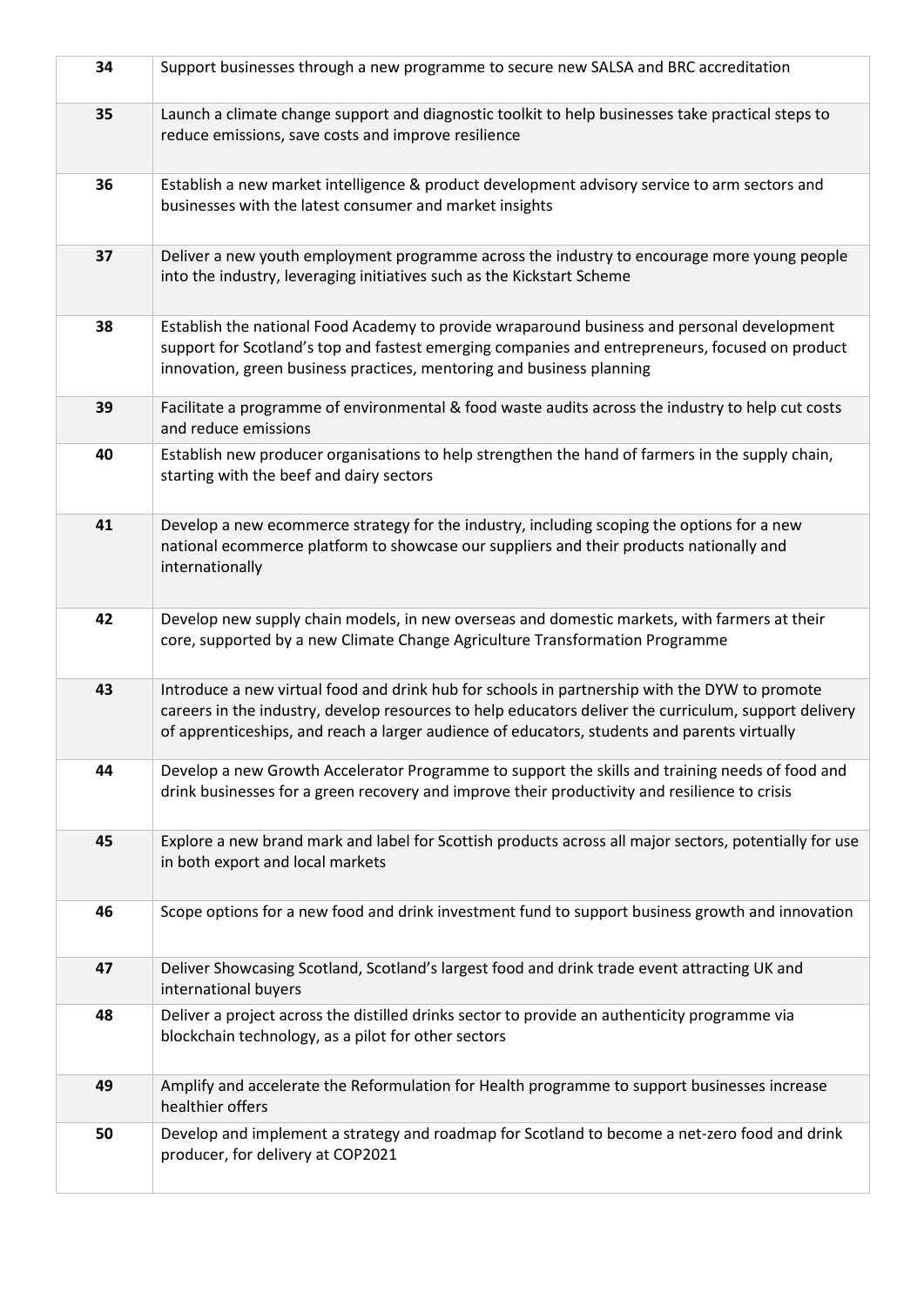| | |
|---|---|
| 34 | Support businesses through a new programme to secure new SALSA and BRC accreditation |
| 35 | Launch a climate change support and diagnostic toolkit to help businesses take practical steps to reduce emissions, save costs and improve resilience |
| 36 | Establish a new market intelligence & product development advisory service to arm sectors and businesses with the latest consumer and market insights |
| 37 | Deliver a new youth employment programme across the industry to encourage more young people into the industry, leveraging initiatives such as the Kickstart Scheme |
| 38 | Establish the national Food Academy to provide wraparound business and personal development support for Scotland's top and fastest emerging companies and entrepreneurs, focused on product innovation, green business practices, mentoring and business planning |
| 39 | Facilitate a programme of environmental & food waste audits across the industry to help cut costs and reduce emissions |
| 40 | Establish new producer organisations to help strengthen the hand of farmers in the supply chain, starting with the beef and dairy sectors |
| 41 | Develop a new ecommerce strategy for the industry, including scoping the options for a new national ecommerce platform to showcase our suppliers and their products nationally and internationally |
| 42 | Develop new supply chain models, in new overseas and domestic markets, with farmers at their core, supported by a new Climate Change Agriculture Transformation Programme |
| 43 | Introduce a new virtual food and drink hub for schools in partnership with the DYW to promote careers in the industry, develop resources to help educators deliver the curriculum, support delivery of apprenticeships, and reach a larger audience of educators, students and parents virtually |
| 44 | Develop a new Growth Accelerator Programme to support the skills and training needs of food and drink businesses for a green recovery and improve their productivity and resilience to crisis |
| 45 | Explore a new brand mark and label for Scottish products across all major sectors, potentially for use in both export and local markets |
| 46 | Scope options for a new food and drink investment fund to support business growth and innovation |
| 47 | Deliver Showcasing Scotland, Scotland's largest food and drink trade event attracting UK and international buyers |
| 48 | Deliver a project across the distilled drinks sector to provide an authenticity programme via blockchain technology, as a pilot for other sectors |
| 49 | Amplify and accelerate the Reformulation for Health programme to support businesses increase healthier offers |
| 50 | Develop and implement a strategy and roadmap for Scotland to become a net-zero food and drink producer, for delivery at COP2021 |